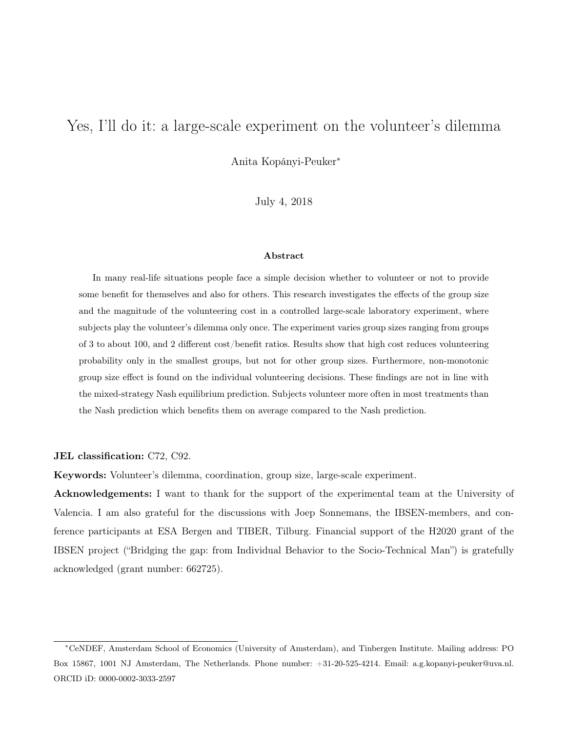# Yes, I'll do it: a large-scale experiment on the volunteer's dilemma

Anita Kopányi-Peuker*

July 4, 2018

### Abstract

In many real-life situations people face a simple decision whether to volunteer or not to provide some benefit for themselves and also for others. This research investigates the effects of the group size and the magnitude of the volunteering cost in a controlled large-scale laboratory experiment, where subjects play the volunteer's dilemma only once. The experiment varies group sizes ranging from groups of 3 to about 100, and 2 different cost/benefit ratios. Results show that high cost reduces volunteering probability only in the smallest groups, but not for other group sizes. Furthermore, non-monotonic group size effect is found on the individual volunteering decisions. These findings are not in line with the mixed-strategy Nash equilibrium prediction. Subjects volunteer more often in most treatments than the Nash prediction which benefits them on average compared to the Nash prediction.

**JEL classification:** C72, C92.

**Keywords:** Volunteer's dilemma, coordination, group size, large-scale experiment.

**Acknowledgements:** I want to thank for the support of the experimental team at the University of Valencia. I am also grateful for the discussions with Joep Sonnemans, the IBSEN-members, and conference participants at ESA Bergen and TIBER, Tilburg. Financial support of the H2020 grant of the IBSEN project ("Bridging the gap: from Individual Behavior to the Socio-Technical Man") is gratefully acknowledged (grant number: 662725).

---

*CeNDEF, Amsterdam School of Economics (University of Amsterdam), and Tinbergen Institute. Mailing address: PO Box 15867, 1001 NJ Amsterdam, The Netherlands. Phone number: +31-20-525-4214. Email: a.g.kopanyi-peuker@uva.nl. ORCID iD: 0000-0002-3033-2597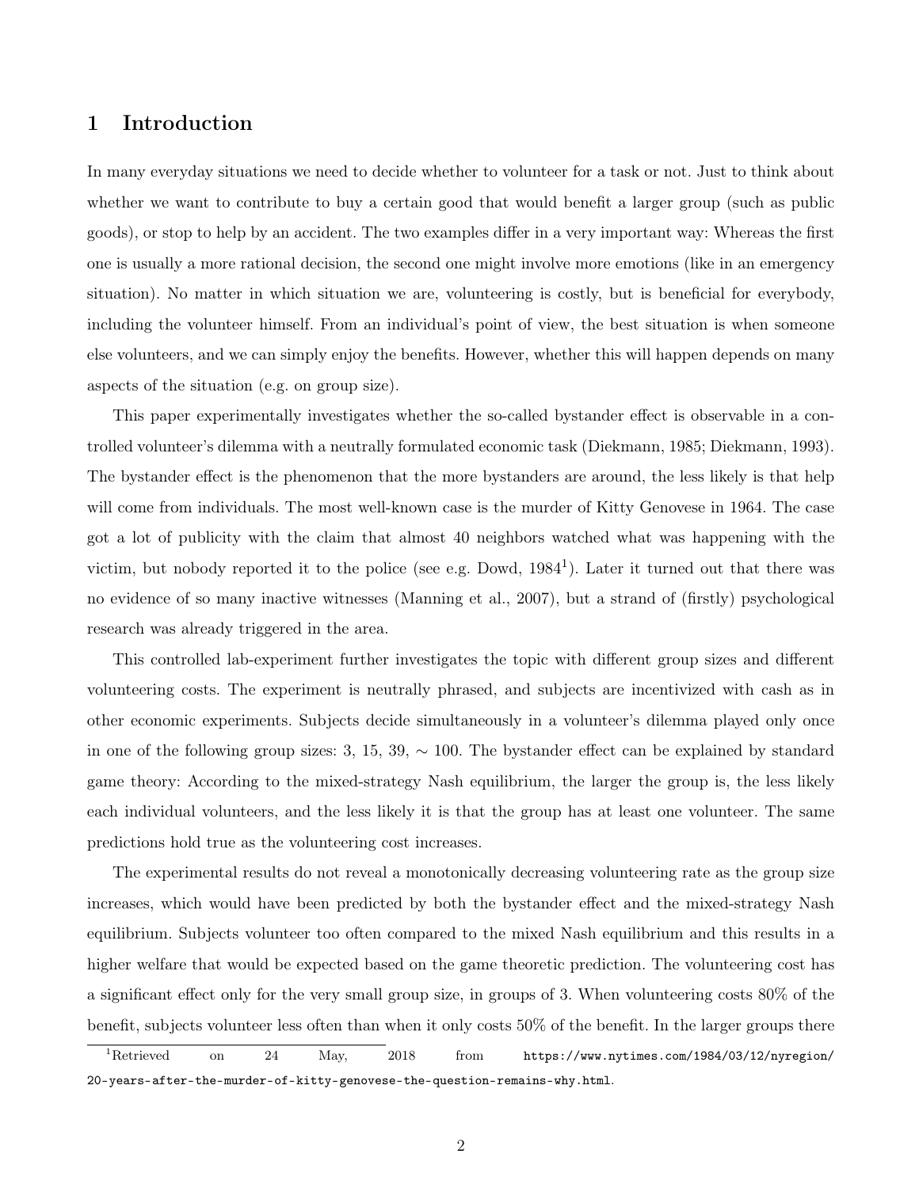# 1 Introduction

In many everyday situations we need to decide whether to volunteer for a task or not. Just to think about whether we want to contribute to buy a certain good that would benefit a larger group (such as public goods), or stop to help by an accident. The two examples differ in a very important way: Whereas the first one is usually a more rational decision, the second one might involve more emotions (like in an emergency situation). No matter in which situation we are, volunteering is costly, but is beneficial for everybody, including the volunteer himself. From an individual's point of view, the best situation is when someone else volunteers, and we can simply enjoy the benefits. However, whether this will happen depends on many aspects of the situation (e.g. on group size).

This paper experimentally investigates whether the so-called bystander effect is observable in a controlled volunteer's dilemma with a neutrally formulated economic task (Diekmann, 1985; Diekmann, 1993). The bystander effect is the phenomenon that the more bystanders are around, the less likely is that help will come from individuals. The most well-known case is the murder of Kitty Genovese in 1964. The case got a lot of publicity with the claim that almost 40 neighbors watched what was happening with the victim, but nobody reported it to the police (see e.g. Dowd, 1984[1]). Later it turned out that there was no evidence of so many inactive witnesses (Manning et al., 2007), but a strand of (firstly) psychological research was already triggered in the area.

This controlled lab-experiment further investigates the topic with different group sizes and different volunteering costs. The experiment is neutrally phrased, and subjects are incentivized with cash as in other economic experiments. Subjects decide simultaneously in a volunteer's dilemma played only once in one of the following group sizes: 3, 15, 39, $\sim$ 100. The bystander effect can be explained by standard game theory: According to the mixed-strategy Nash equilibrium, the larger the group is, the less likely each individual volunteers, and the less likely it is that the group has at least one volunteer. The same predictions hold true as the volunteering cost increases.

The experimental results do not reveal a monotonically decreasing volunteering rate as the group size increases, which would have been predicted by both the bystander effect and the mixed-strategy Nash equilibrium. Subjects volunteer too often compared to the mixed Nash equilibrium and this results in a higher welfare that would be expected based on the game theoretic prediction. The volunteering cost has a significant effect only for the very small group size, in groups of 3. When volunteering costs 80% of the benefit, subjects volunteer less often than when it only costs 50% of the benefit. In the larger groups there

[1] Retrieved on 24 May, 2018 from https://www.nytimes.com/1984/03/12/nyregion/20-years-after-the-murder-of-kitty-genovese-the-question-remains-why.html.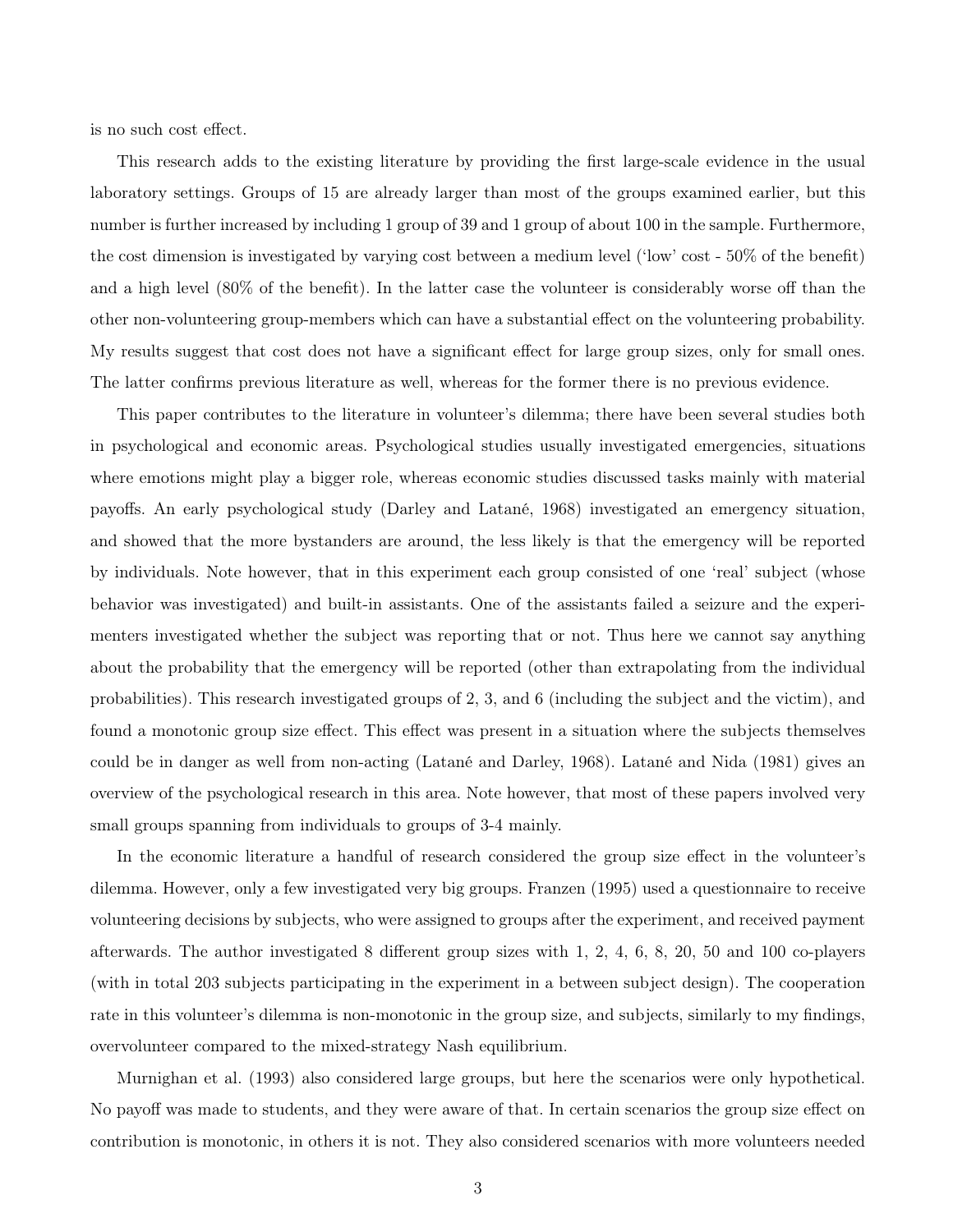is no such cost effect.

This research adds to the existing literature by providing the first large-scale evidence in the usual laboratory settings. Groups of 15 are already larger than most of the groups examined earlier, but this number is further increased by including 1 group of 39 and 1 group of about 100 in the sample. Furthermore, the cost dimension is investigated by varying cost between a medium level ('low' cost - 50% of the benefit) and a high level (80% of the benefit). In the latter case the volunteer is considerably worse off than the other non-volunteering group-members which can have a substantial effect on the volunteering probability. My results suggest that cost does not have a significant effect for large group sizes, only for small ones. The latter confirms previous literature as well, whereas for the former there is no previous evidence.

This paper contributes to the literature in volunteer's dilemma; there have been several studies both in psychological and economic areas. Psychological studies usually investigated emergencies, situations where emotions might play a bigger role, whereas economic studies discussed tasks mainly with material payoffs. An early psychological study (Darley and Latané, 1968) investigated an emergency situation, and showed that the more bystanders are around, the less likely is that the emergency will be reported by individuals. Note however, that in this experiment each group consisted of one 'real' subject (whose behavior was investigated) and built-in assistants. One of the assistants failed a seizure and the experimenters investigated whether the subject was reporting that or not. Thus here we cannot say anything about the probability that the emergency will be reported (other than extrapolating from the individual probabilities). This research investigated groups of 2, 3, and 6 (including the subject and the victim), and found a monotonic group size effect. This effect was present in a situation where the subjects themselves could be in danger as well from non-acting (Latané and Darley, 1968). Latané and Nida (1981) gives an overview of the psychological research in this area. Note however, that most of these papers involved very small groups spanning from individuals to groups of 3-4 mainly.

In the economic literature a handful of research considered the group size effect in the volunteer's dilemma. However, only a few investigated very big groups. Franzen (1995) used a questionnaire to receive volunteering decisions by subjects, who were assigned to groups after the experiment, and received payment afterwards. The author investigated 8 different group sizes with 1, 2, 4, 6, 8, 20, 50 and 100 co-players (with in total 203 subjects participating in the experiment in a between subject design). The cooperation rate in this volunteer's dilemma is non-monotonic in the group size, and subjects, similarly to my findings, overvolunteer compared to the mixed-strategy Nash equilibrium.

Murnighan et al. (1993) also considered large groups, but here the scenarios were only hypothetical. No payoff was made to students, and they were aware of that. In certain scenarios the group size effect on contribution is monotonic, in others it is not. They also considered scenarios with more volunteers needed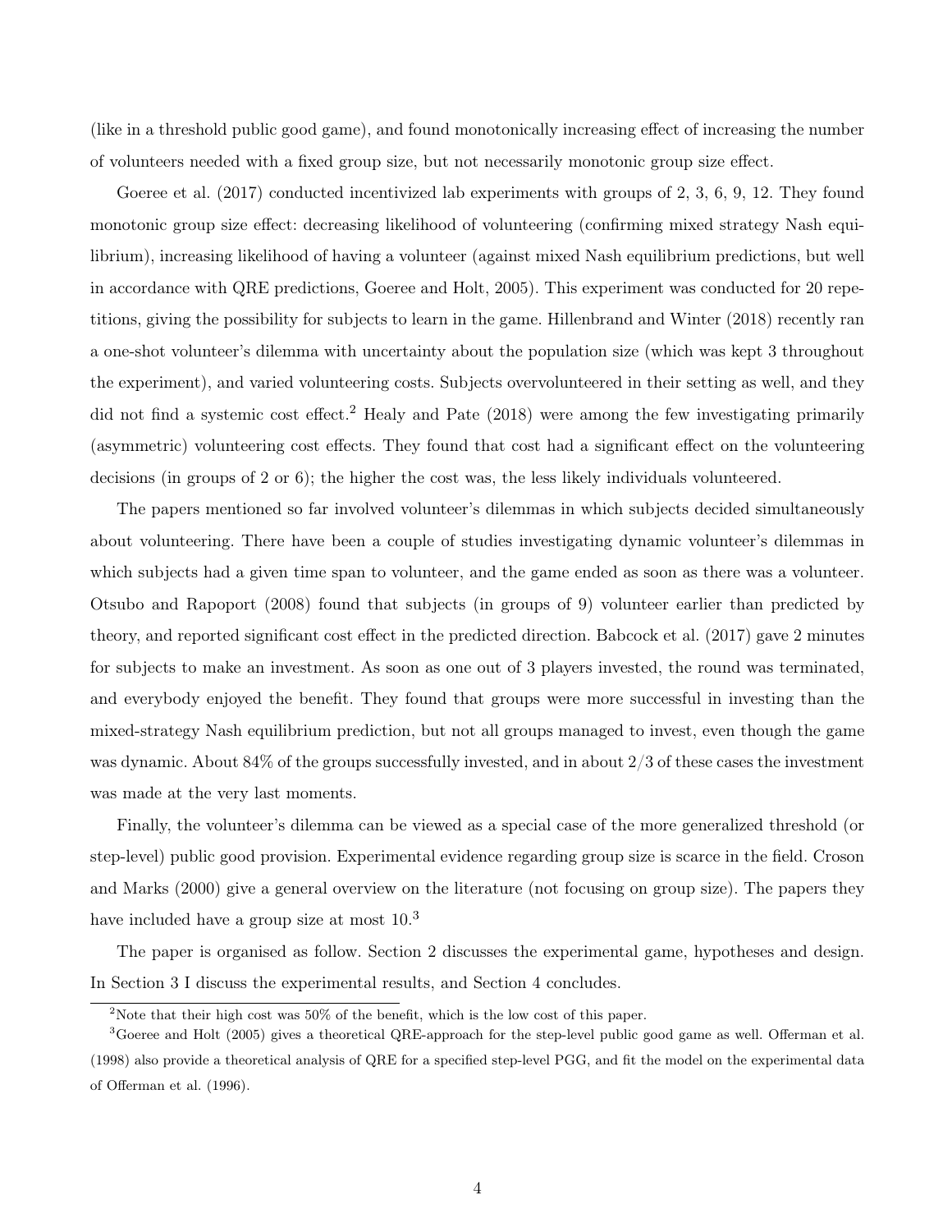(like in a threshold public good game), and found monotonically increasing effect of increasing the number of volunteers needed with a fixed group size, but not necessarily monotonic group size effect.

Goeree et al. (2017) conducted incentivized lab experiments with groups of 2, 3, 6, 9, 12. They found monotonic group size effect: decreasing likelihood of volunteering (confirming mixed strategy Nash equilibrium), increasing likelihood of having a volunteer (against mixed Nash equilibrium predictions, but well in accordance with QRE predictions, Goeree and Holt, 2005). This experiment was conducted for 20 repetitions, giving the possibility for subjects to learn in the game. Hillenbrand and Winter (2018) recently ran a one-shot volunteer's dilemma with uncertainty about the population size (which was kept 3 throughout the experiment), and varied volunteering costs. Subjects overvolunteered in their setting as well, and they did not find a systemic cost effect.[2] Healy and Pate (2018) were among the few investigating primarily (asymmetric) volunteering cost effects. They found that cost had a significant effect on the volunteering decisions (in groups of 2 or 6); the higher the cost was, the less likely individuals volunteered.

The papers mentioned so far involved volunteer's dilemmas in which subjects decided simultaneously about volunteering. There have been a couple of studies investigating dynamic volunteer's dilemmas in which subjects had a given time span to volunteer, and the game ended as soon as there was a volunteer. Otsubo and Rapoport (2008) found that subjects (in groups of 9) volunteer earlier than predicted by theory, and reported significant cost effect in the predicted direction. Babcock et al. (2017) gave 2 minutes for subjects to make an investment. As soon as one out of 3 players invested, the round was terminated, and everybody enjoyed the benefit. They found that groups were more successful in investing than the mixed-strategy Nash equilibrium prediction, but not all groups managed to invest, even though the game was dynamic. About 84% of the groups successfully invested, and in about 2/3 of these cases the investment was made at the very last moments.

Finally, the volunteer's dilemma can be viewed as a special case of the more generalized threshold (or step-level) public good provision. Experimental evidence regarding group size is scarce in the field. Croson and Marks (2000) give a general overview on the literature (not focusing on group size). The papers they have included have a group size at most 10.[3]

The paper is organised as follow. Section 2 discusses the experimental game, hypotheses and design. In Section 3 I discuss the experimental results, and Section 4 concludes.

[2] Note that their high cost was 50% of the benefit, which is the low cost of this paper.

[3] Goeree and Holt (2005) gives a theoretical QRE-approach for the step-level public good game as well. Offerman et al. (1998) also provide a theoretical analysis of QRE for a specified step-level PGG, and fit the model on the experimental data of Offerman et al. (1996).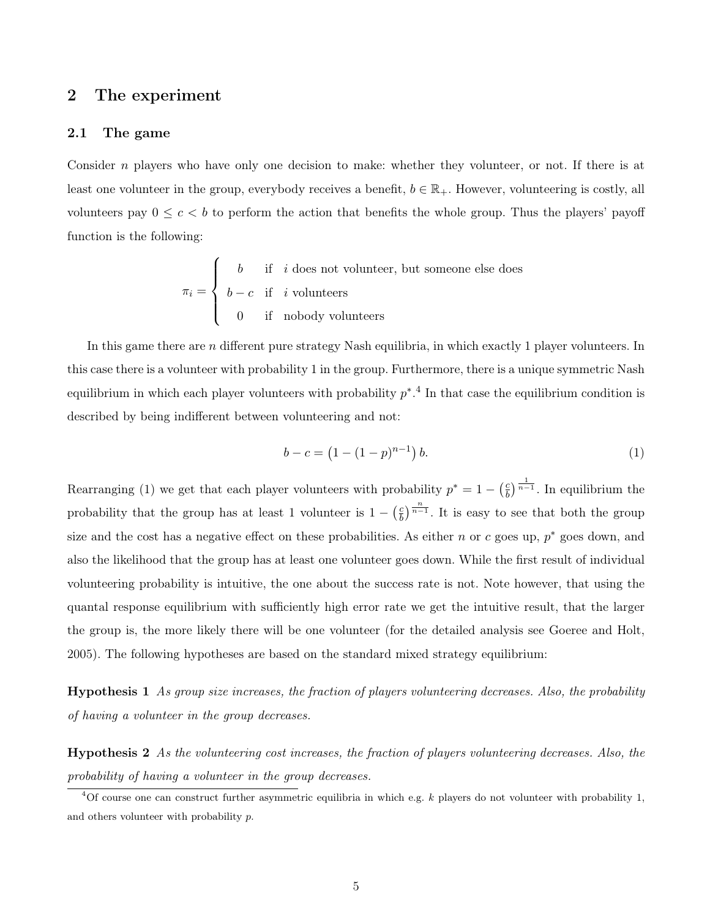## 2 The experiment

### 2.1 The game

Consider $n$ players who have only one decision to make: whether they volunteer, or not. If there is at least one volunteer in the group, everybody receives a benefit, $b \in \mathbb{R}_+$. However, volunteering is costly, all volunteers pay $0 \leq c < b$ to perform the action that benefits the whole group. Thus the players' payoff function is the following:

$$\pi_i = \begin{cases} b & \text{if} \quad i \text{ does not volunteer, but someone else does} \\ b - c & \text{if} \quad i \text{ volunteers} \\ 0 & \text{if} \quad \text{nobody volunteers} \end{cases}$$

In this game there are $n$ different pure strategy Nash equilibria, in which exactly 1 player volunteers. In this case there is a volunteer with probability 1 in the group. Furthermore, there is a unique symmetric Nash equilibrium in which each player volunteers with probability $p^*$.[4] In that case the equilibrium condition is described by being indifferent between volunteering and not:

$$b - c = \left(1 - (1 - p)^{n-1}\right) b. \tag{1}$$

Rearranging (1) we get that each player volunteers with probability $p^* = 1 - \left(\frac{c}{b}\right)^{\frac{1}{n-1}}$. In equilibrium the probability that the group has at least 1 volunteer is $1 - \left(\frac{c}{b}\right)^{\frac{n}{n-1}}$. It is easy to see that both the group size and the cost has a negative effect on these probabilities. As either $n$ or $c$ goes up, $p^*$ goes down, and also the likelihood that the group has at least one volunteer goes down. While the first result of individual volunteering probability is intuitive, the one about the success rate is not. Note however, that using the quantal response equilibrium with sufficiently high error rate we get the intuitive result, that the larger the group is, the more likely there will be one volunteer (for the detailed analysis see Goeree and Holt, 2005). The following hypotheses are based on the standard mixed strategy equilibrium:

**Hypothesis 1** *As group size increases, the fraction of players volunteering decreases. Also, the probability of having a volunteer in the group decreases.*

**Hypothesis 2** *As the volunteering cost increases, the fraction of players volunteering decreases. Also, the probability of having a volunteer in the group decreases.*

[4] Of course one can construct further asymmetric equilibria in which e.g. $k$ players do not volunteer with probability 1, and others volunteer with probability $p$.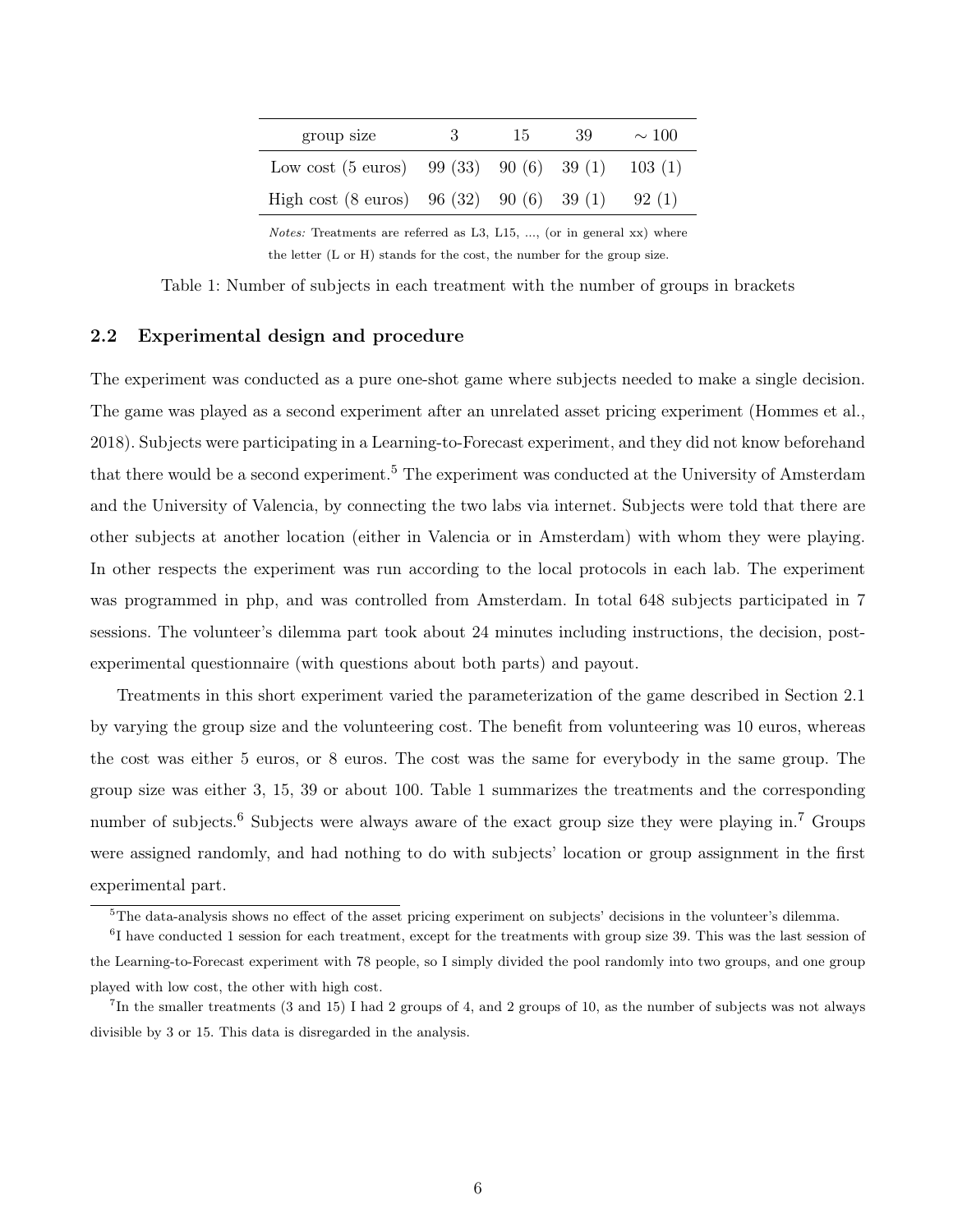| group size | 3 | 15 | 39 | $\sim 100$ |
|---|---|---|---|---|
| Low cost (5 euros) | 99 (33) | 90 (6) | 39 (1) | 103 (1) |
| High cost (8 euros) | 96 (32) | 90 (6) | 39 (1) | 92 (1) |

*Notes:* Treatments are referred as L3, L15, ..., (or in general xx) where the letter (L or H) stands for the cost, the number for the group size.

Table 1: Number of subjects in each treatment with the number of groups in brackets

### 2.2 Experimental design and procedure

The experiment was conducted as a pure one-shot game where subjects needed to make a single decision. The game was played as a second experiment after an unrelated asset pricing experiment (Hommes et al., 2018). Subjects were participating in a Learning-to-Forecast experiment, and they did not know beforehand that there would be a second experiment.[5] The experiment was conducted at the University of Amsterdam and the University of Valencia, by connecting the two labs via internet. Subjects were told that there are other subjects at another location (either in Valencia or in Amsterdam) with whom they were playing. In other respects the experiment was run according to the local protocols in each lab. The experiment was programmed in php, and was controlled from Amsterdam. In total 648 subjects participated in 7 sessions. The volunteer's dilemma part took about 24 minutes including instructions, the decision, post-experimental questionnaire (with questions about both parts) and payout.

Treatments in this short experiment varied the parameterization of the game described in Section 2.1 by varying the group size and the volunteering cost. The benefit from volunteering was 10 euros, whereas the cost was either 5 euros, or 8 euros. The cost was the same for everybody in the same group. The group size was either 3, 15, 39 or about 100. Table 1 summarizes the treatments and the corresponding number of subjects.[6] Subjects were always aware of the exact group size they were playing in.[7] Groups were assigned randomly, and had nothing to do with subjects' location or group assignment in the first experimental part.

[5] The data-analysis shows no effect of the asset pricing experiment on subjects' decisions in the volunteer's dilemma.

[6] I have conducted 1 session for each treatment, except for the treatments with group size 39. This was the last session of the Learning-to-Forecast experiment with 78 people, so I simply divided the pool randomly into two groups, and one group played with low cost, the other with high cost.

[7] In the smaller treatments (3 and 15) I had 2 groups of 4, and 2 groups of 10, as the number of subjects was not always divisible by 3 or 15. This data is disregarded in the analysis.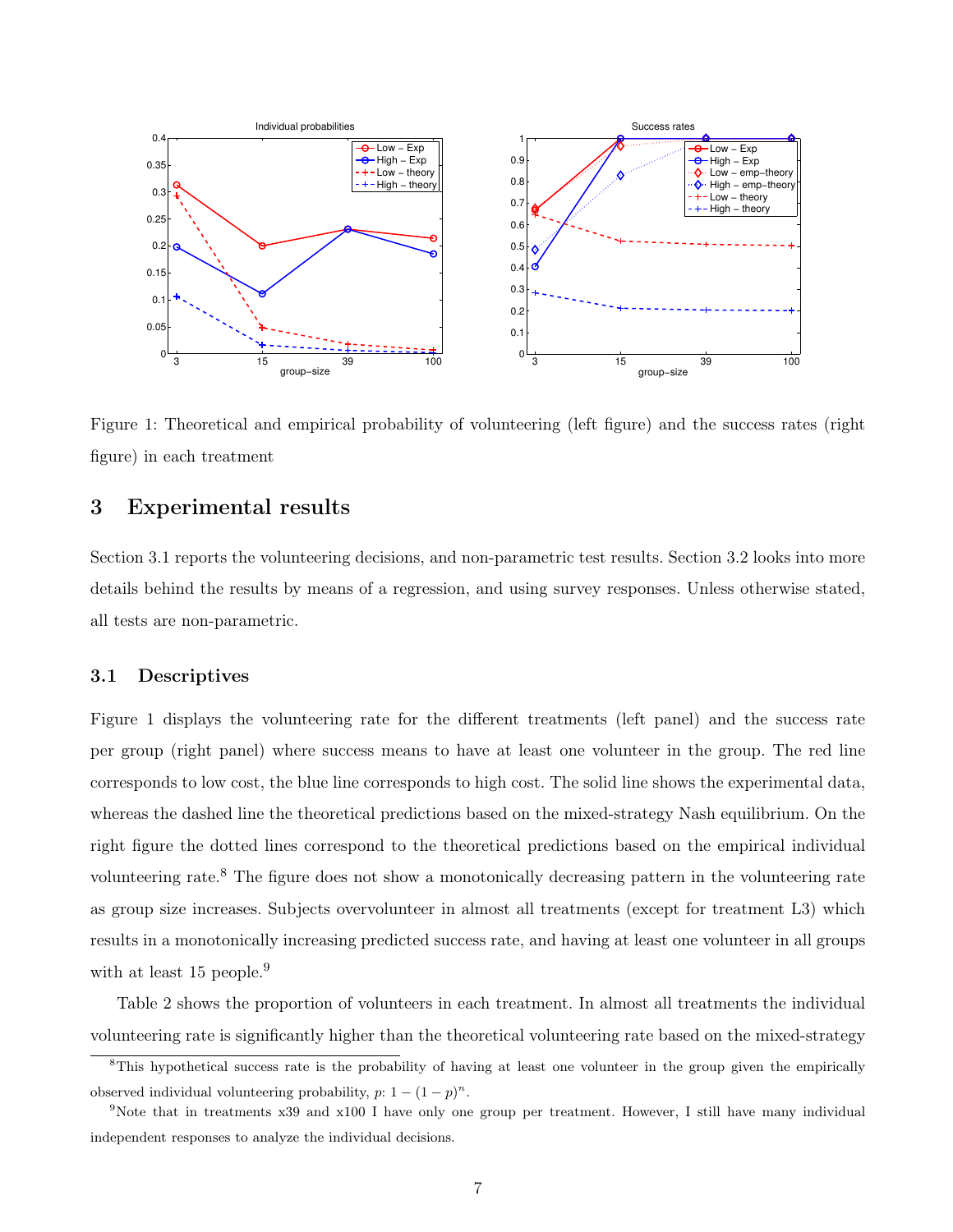Figure 1: Theoretical and empirical probability of volunteering (left figure) and the success rates (right figure) in each treatment

## 3 Experimental results

Section 3.1 reports the volunteering decisions, and non-parametric test results. Section 3.2 looks into more details behind the results by means of a regression, and using survey responses. Unless otherwise stated, all tests are non-parametric.

### 3.1 Descriptives

Figure 1 displays the volunteering rate for the different treatments (left panel) and the success rate per group (right panel) where success means to have at least one volunteer in the group. The red line corresponds to low cost, the blue line corresponds to high cost. The solid line shows the experimental data, whereas the dashed line the theoretical predictions based on the mixed-strategy Nash equilibrium. On the right figure the dotted lines correspond to the theoretical predictions based on the empirical individual volunteering rate.[8] The figure does not show a monotonically decreasing pattern in the volunteering rate as group size increases. Subjects overvolunteer in almost all treatments (except for treatment L3) which results in a monotonically increasing predicted success rate, and having at least one volunteer in all groups with at least 15 people.[9]

Table 2 shows the proportion of volunteers in each treatment. In almost all treatments the individual volunteering rate is significantly higher than the theoretical volunteering rate based on the mixed-strategy

[8]This hypothetical success rate is the probability of having at least one volunteer in the group given the empirically observed individual volunteering probability, $p$: $1 - (1 - p)^n$.

[9]Note that in treatments x39 and x100 I have only one group per treatment. However, I still have many individual independent responses to analyze the individual decisions.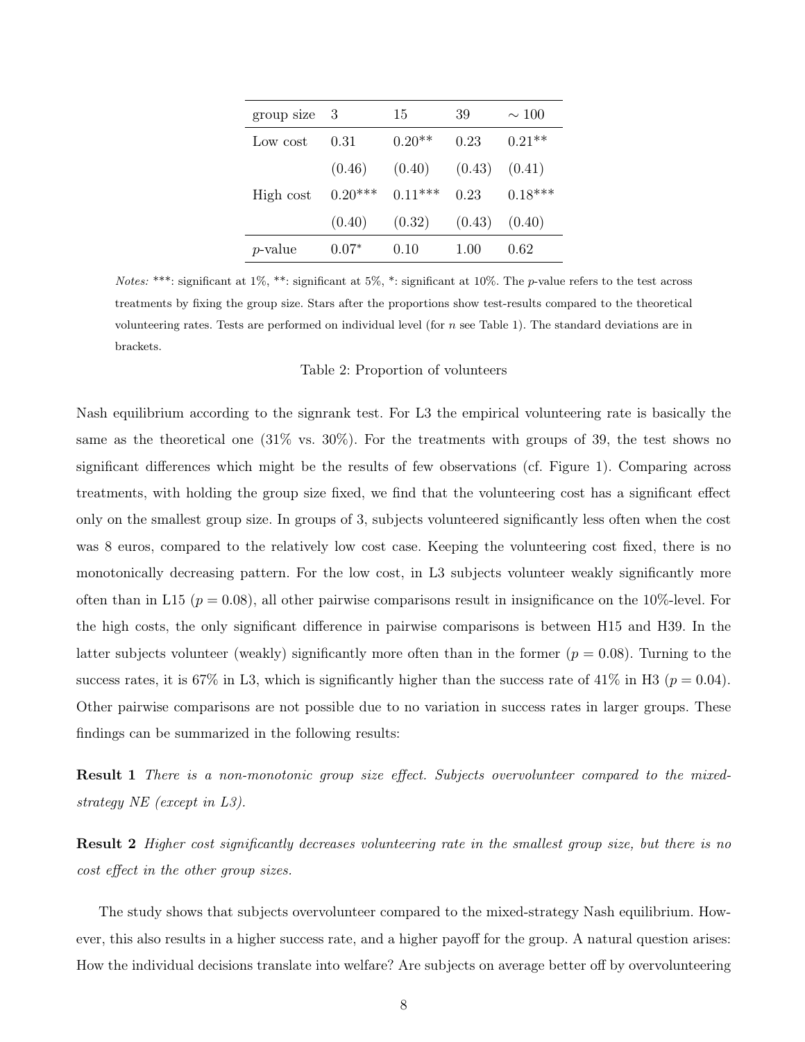| group size | 3 | 15 | 39 | $\sim 100$ |
|---|---|---|---|---|
| Low cost | 0.31 | 0.20** | 0.23 | 0.21** |
| | (0.46) | (0.40) | (0.43) | (0.41) |
| High cost | 0.20*** | 0.11*** | 0.23 | 0.18*** |
| | (0.40) | (0.32) | (0.43) | (0.40) |
| $p$-value | 0.07* | 0.10 | 1.00 | 0.62 |

*Notes:* ***: significant at 1%, **: significant at 5%, *: significant at 10%. The $p$-value refers to the test across treatments by fixing the group size. Stars after the proportions show test-results compared to the theoretical volunteering rates. Tests are performed on individual level (for $n$ see Table 1). The standard deviations are in brackets.

Table 2: Proportion of volunteers

Nash equilibrium according to the signrank test. For L3 the empirical volunteering rate is basically the same as the theoretical one (31% vs. 30%). For the treatments with groups of 39, the test shows no significant differences which might be the results of few observations (cf. Figure 1). Comparing across treatments, with holding the group size fixed, we find that the volunteering cost has a significant effect only on the smallest group size. In groups of 3, subjects volunteered significantly less often when the cost was 8 euros, compared to the relatively low cost case. Keeping the volunteering cost fixed, there is no monotonically decreasing pattern. For the low cost, in L3 subjects volunteer weakly significantly more often than in L15 ($p = 0.08$), all other pairwise comparisons result in insignificance on the 10%-level. For the high costs, the only significant difference in pairwise comparisons is between H15 and H39. In the latter subjects volunteer (weakly) significantly more often than in the former ($p = 0.08$). Turning to the success rates, it is 67% in L3, which is significantly higher than the success rate of 41% in H3 ($p = 0.04$). Other pairwise comparisons are not possible due to no variation in success rates in larger groups. These findings can be summarized in the following results:

**Result 1** *There is a non-monotonic group size effect. Subjects overvolunteer compared to the mixed-strategy NE (except in L3).*

**Result 2** *Higher cost significantly decreases volunteering rate in the smallest group size, but there is no cost effect in the other group sizes.*

The study shows that subjects overvolunteer compared to the mixed-strategy Nash equilibrium. However, this also results in a higher success rate, and a higher payoff for the group. A natural question arises: How the individual decisions translate into welfare? Are subjects on average better off by overvolunteering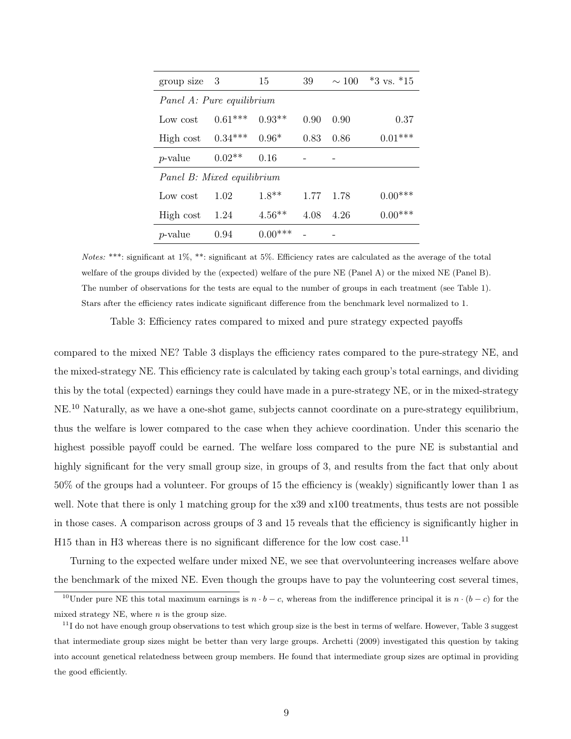| group size | 3 | 15 | 39 | $\sim 100$ | *3 vs. *15 |
|---|---|---|---|---|---|
| *Panel A: Pure equilibrium* | | | | | |
| Low cost | 0.61*** | 0.93** | 0.90 | 0.90 | 0.37 |
| High cost | 0.34*** | 0.96* | 0.83 | 0.86 | 0.01*** |
| $p$-value | 0.02** | 0.16 | - | - | |
| *Panel B: Mixed equilibrium* | | | | | |
| Low cost | 1.02 | 1.8** | 1.77 | 1.78 | 0.00*** |
| High cost | 1.24 | 4.56** | 4.08 | 4.26 | 0.00*** |
| $p$-value | 0.94 | 0.00*** | - | - | |

*Notes:* ***: significant at 1%, **: significant at 5%. Efficiency rates are calculated as the average of the total welfare of the groups divided by the (expected) welfare of the pure NE (Panel A) or the mixed NE (Panel B). The number of observations for the tests are equal to the number of groups in each treatment (see Table 1). Stars after the efficiency rates indicate significant difference from the benchmark level normalized to 1.

Table 3: Efficiency rates compared to mixed and pure strategy expected payoffs

compared to the mixed NE? Table 3 displays the efficiency rates compared to the pure-strategy NE, and the mixed-strategy NE. This efficiency rate is calculated by taking each group's total earnings, and dividing this by the total (expected) earnings they could have made in a pure-strategy NE, or in the mixed-strategy NE.[10] Naturally, as we have a one-shot game, subjects cannot coordinate on a pure-strategy equilibrium, thus the welfare is lower compared to the case when they achieve coordination. Under this scenario the highest possible payoff could be earned. The welfare loss compared to the pure NE is substantial and highly significant for the very small group size, in groups of 3, and results from the fact that only about 50% of the groups had a volunteer. For groups of 15 the efficiency is (weakly) significantly lower than 1 as well. Note that there is only 1 matching group for the x39 and x100 treatments, thus tests are not possible in those cases. A comparison across groups of 3 and 15 reveals that the efficiency is significantly higher in H15 than in H3 whereas there is no significant difference for the low cost case.[11]

Turning to the expected welfare under mixed NE, we see that overvolunteering increases welfare above the benchmark of the mixed NE. Even though the groups have to pay the volunteering cost several times,

[10] Under pure NE this total maximum earnings is $n \cdot b - c$, whereas from the indifference principal it is $n \cdot (b - c)$ for the mixed strategy NE, where $n$ is the group size.

[11] I do not have enough group observations to test which group size is the best in terms of welfare. However, Table 3 suggest that intermediate group sizes might be better than very large groups. Archetti (2009) investigated this question by taking into account genetical relatedness between group members. He found that intermediate group sizes are optimal in providing the good efficiently.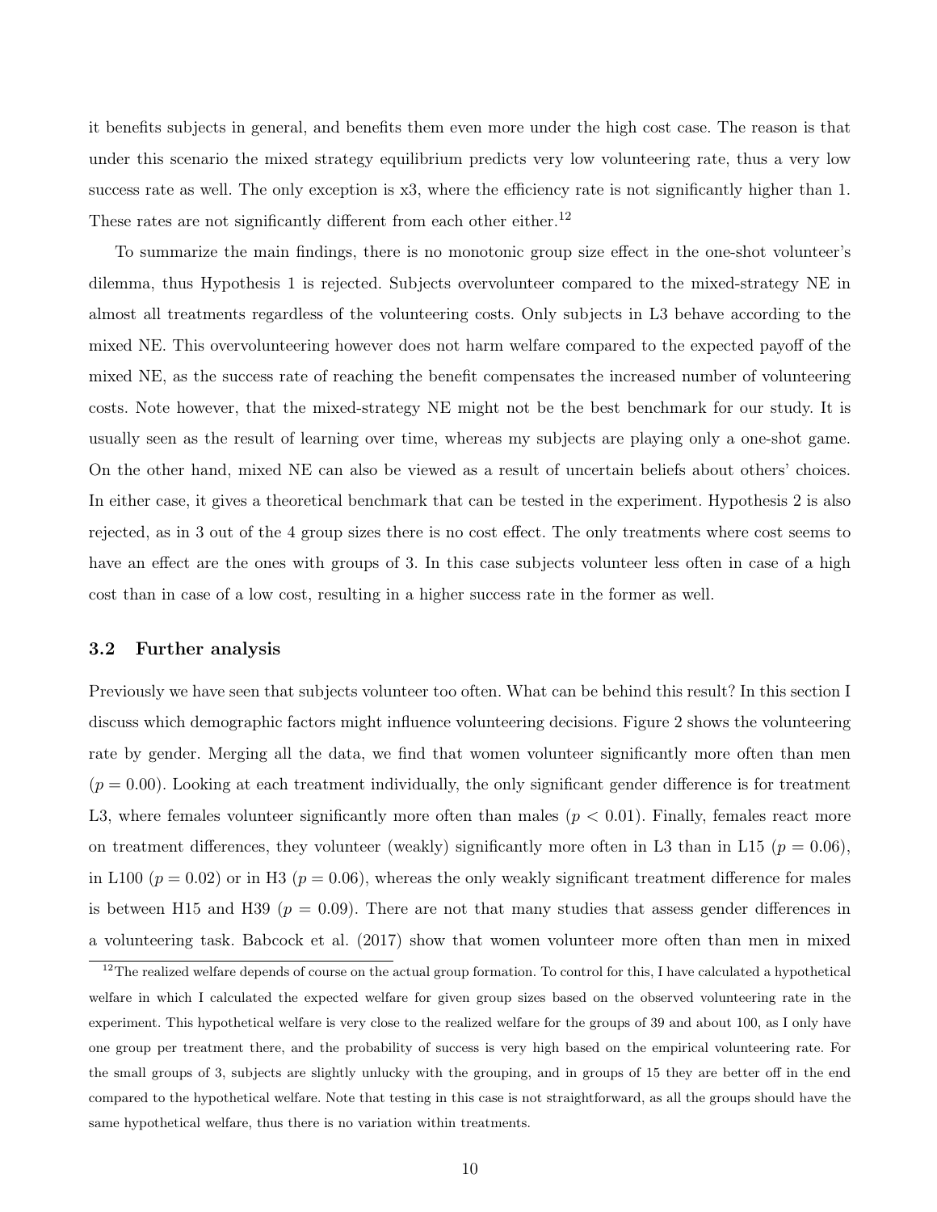it benefits subjects in general, and benefits them even more under the high cost case. The reason is that under this scenario the mixed strategy equilibrium predicts very low volunteering rate, thus a very low success rate as well. The only exception is x3, where the efficiency rate is not significantly higher than 1. These rates are not significantly different from each other either.[12]

To summarize the main findings, there is no monotonic group size effect in the one-shot volunteer's dilemma, thus Hypothesis 1 is rejected. Subjects overvolunteer compared to the mixed-strategy NE in almost all treatments regardless of the volunteering costs. Only subjects in L3 behave according to the mixed NE. This overvolunteering however does not harm welfare compared to the expected payoff of the mixed NE, as the success rate of reaching the benefit compensates the increased number of volunteering costs. Note however, that the mixed-strategy NE might not be the best benchmark for our study. It is usually seen as the result of learning over time, whereas my subjects are playing only a one-shot game. On the other hand, mixed NE can also be viewed as a result of uncertain beliefs about others' choices. In either case, it gives a theoretical benchmark that can be tested in the experiment. Hypothesis 2 is also rejected, as in 3 out of the 4 group sizes there is no cost effect. The only treatments where cost seems to have an effect are the ones with groups of 3. In this case subjects volunteer less often in case of a high cost than in case of a low cost, resulting in a higher success rate in the former as well.

### 3.2 Further analysis

Previously we have seen that subjects volunteer too often. What can be behind this result? In this section I discuss which demographic factors might influence volunteering decisions. Figure 2 shows the volunteering rate by gender. Merging all the data, we find that women volunteer significantly more often than men ($p = 0.00$). Looking at each treatment individually, the only significant gender difference is for treatment L3, where females volunteer significantly more often than males ($p < 0.01$). Finally, females react more on treatment differences, they volunteer (weakly) significantly more often in L3 than in L15 ($p = 0.06$), in L100 ($p = 0.02$) or in H3 ($p = 0.06$), whereas the only weakly significant treatment difference for males is between H15 and H39 ($p = 0.09$). There are not that many studies that assess gender differences in a volunteering task. Babcock et al. (2017) show that women volunteer more often than men in mixed

[12] The realized welfare depends of course on the actual group formation. To control for this, I have calculated a hypothetical welfare in which I calculated the expected welfare for given group sizes based on the observed volunteering rate in the experiment. This hypothetical welfare is very close to the realized welfare for the groups of 39 and about 100, as I only have one group per treatment there, and the probability of success is very high based on the empirical volunteering rate. For the small groups of 3, subjects are slightly unlucky with the grouping, and in groups of 15 they are better off in the end compared to the hypothetical welfare. Note that testing in this case is not straightforward, as all the groups should have the same hypothetical welfare, thus there is no variation within treatments.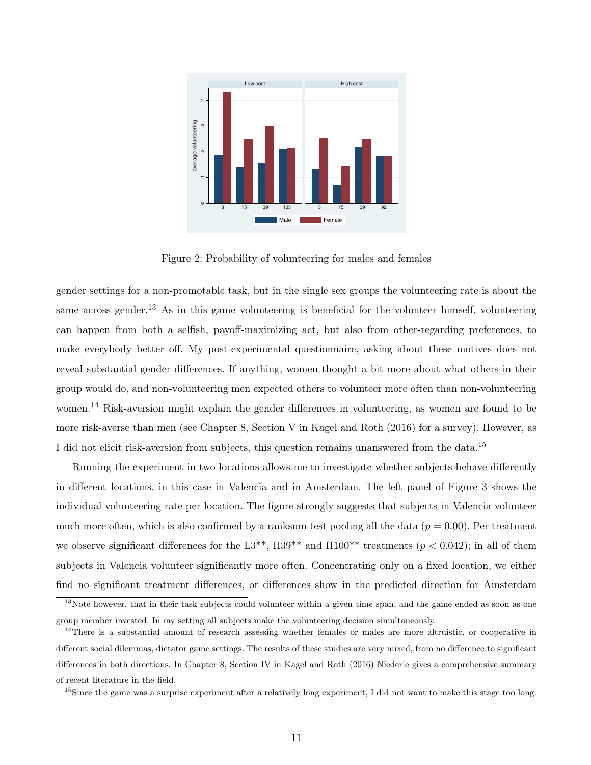Figure 2: Probability of volunteering for males and females

gender settings for a non-promotable task, but in the single sex groups the volunteering rate is about the same across gender.[13] As in this game volunteering is beneficial for the volunteer himself, volunteering can happen from both a selfish, payoff-maximizing act, but also from other-regarding preferences, to make everybody better off. My post-experimental questionnaire, asking about these motives does not reveal substantial gender differences. If anything, women thought a bit more about what others in their group would do, and non-volunteering men expected others to volunteer more often than non-volunteering women.[14] Risk-aversion might explain the gender differences in volunteering, as women are found to be more risk-averse than men (see Chapter 8, Section V in Kagel and Roth (2016) for a survey). However, as I did not elicit risk-aversion from subjects, this question remains unanswered from the data.[15]

Running the experiment in two locations allows me to investigate whether subjects behave differently in different locations, in this case in Valencia and in Amsterdam. The left panel of Figure 3 shows the individual volunteering rate per location. The figure strongly suggests that subjects in Valencia volunteer much more often, which is also confirmed by a ranksum test pooling all the data ($p = 0.00$). Per treatment we observe significant differences for the L3**, H39** and H100** treatments ($p < 0.042$); in all of them subjects in Valencia volunteer significantly more often. Concentrating only on a fixed location, we either find no significant treatment differences, or differences show in the predicted direction for Amsterdam

[13] Note however, that in their task subjects could volunteer within a given time span, and the game ended as soon as one group member invested. In my setting all subjects make the volunteering decision simultaneously.

[14] There is a substantial amount of research assessing whether females or males are more altruistic, or cooperative in different social dilemmas, dictator game settings. The results of these studies are very mixed, from no difference to significant differences in both directions. In Chapter 8, Section IV in Kagel and Roth (2016) Niederle gives a comprehensive summary of recent literature in the field.

[15] Since the game was a surprise experiment after a relatively long experiment, I did not want to make this stage too long.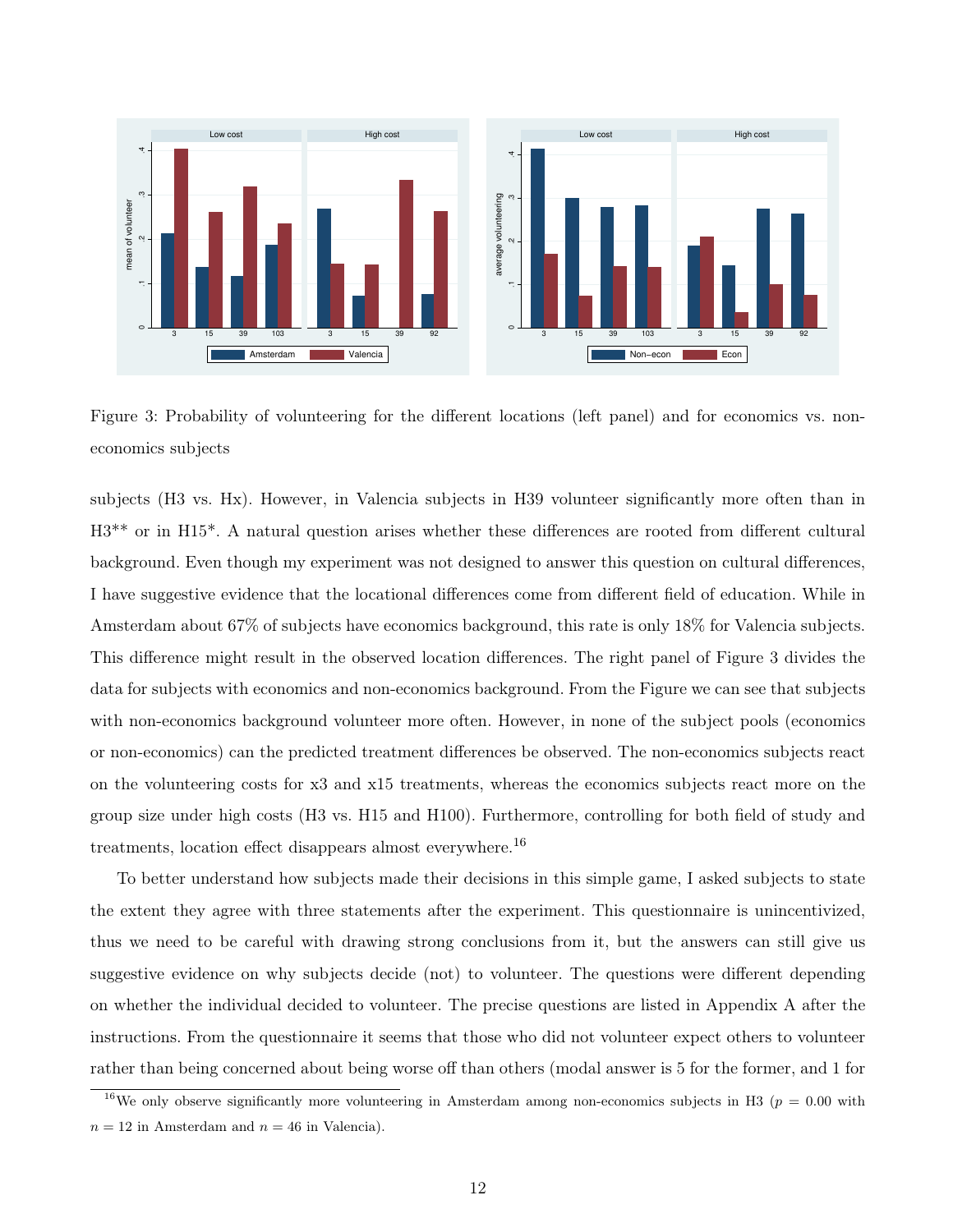Figure 3: Probability of volunteering for the different locations (left panel) and for economics vs. non-economics subjects

subjects (H3 vs. Hx). However, in Valencia subjects in H39 volunteer significantly more often than in H3** or in H15*. A natural question arises whether these differences are rooted from different cultural background. Even though my experiment was not designed to answer this question on cultural differences, I have suggestive evidence that the locational differences come from different field of education. While in Amsterdam about 67% of subjects have economics background, this rate is only 18% for Valencia subjects. This difference might result in the observed location differences. The right panel of Figure 3 divides the data for subjects with economics and non-economics background. From the Figure we can see that subjects with non-economics background volunteer more often. However, in none of the subject pools (economics or non-economics) can the predicted treatment differences be observed. The non-economics subjects react on the volunteering costs for x3 and x15 treatments, whereas the economics subjects react more on the group size under high costs (H3 vs. H15 and H100). Furthermore, controlling for both field of study and treatments, location effect disappears almost everywhere.[16]

To better understand how subjects made their decisions in this simple game, I asked subjects to state the extent they agree with three statements after the experiment. This questionnaire is unincentivized, thus we need to be careful with drawing strong conclusions from it, but the answers can still give us suggestive evidence on why subjects decide (not) to volunteer. The questions were different depending on whether the individual decided to volunteer. The precise questions are listed in Appendix A after the instructions. From the questionnaire it seems that those who did not volunteer expect others to volunteer rather than being concerned about being worse off than others (modal answer is 5 for the former, and 1 for

[16] We only observe significantly more volunteering in Amsterdam among non-economics subjects in H3 ($p = 0.00$ with $n = 12$ in Amsterdam and $n = 46$ in Valencia).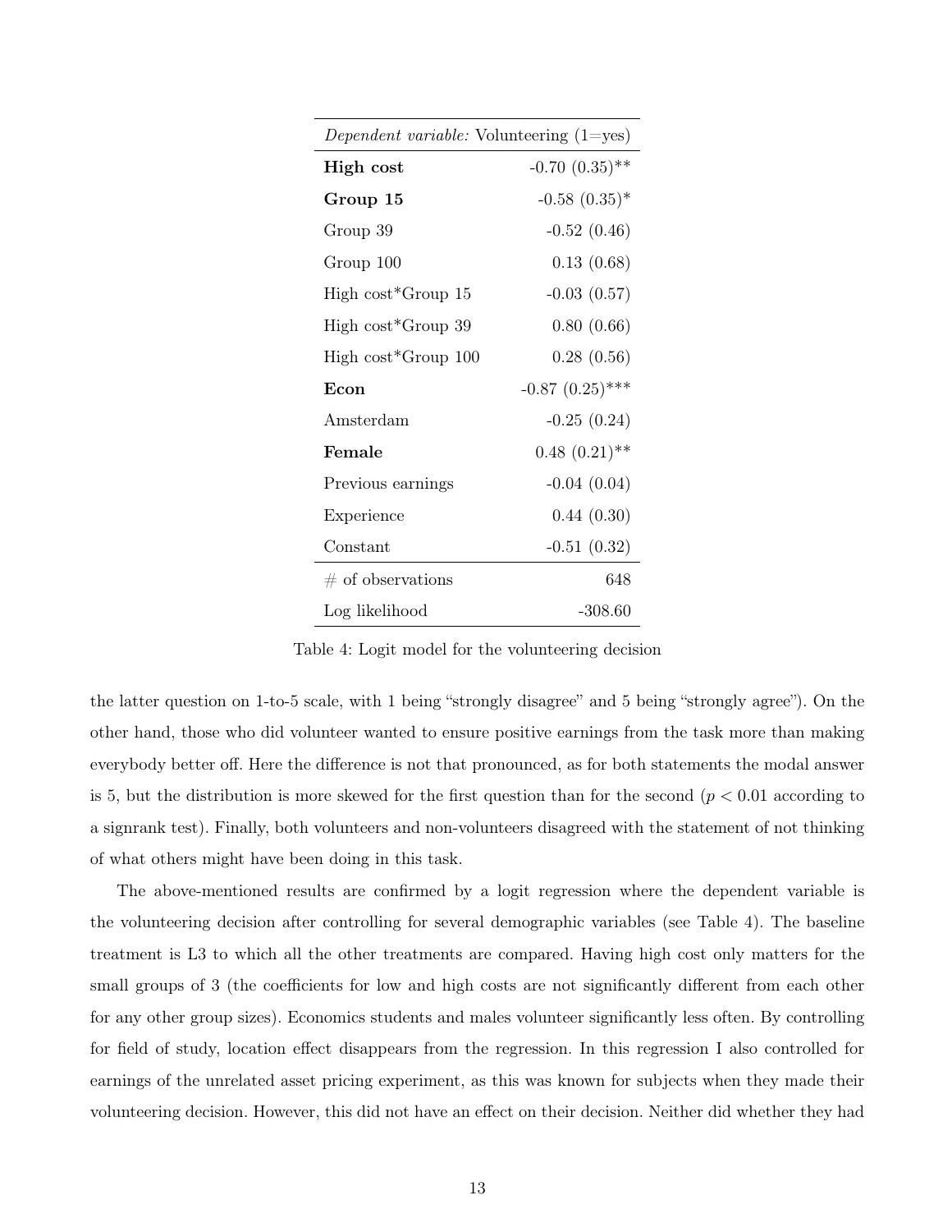| *Dependent variable:* Volunteering (1=yes) | |
|---|---|
| **High cost** | -0.70 (0.35)** |
| **Group 15** | -0.58 (0.35)* |
| Group 39 | -0.52 (0.46) |
| Group 100 | 0.13 (0.68) |
| High cost*Group 15 | -0.03 (0.57) |
| High cost*Group 39 | 0.80 (0.66) |
| High cost*Group 100 | 0.28 (0.56) |
| **Econ** | -0.87 (0.25)*** |
| Amsterdam | -0.25 (0.24) |
| **Female** | 0.48 (0.21)** |
| Previous earnings | -0.04 (0.04) |
| Experience | 0.44 (0.30) |
| Constant | -0.51 (0.32) |
| # of observations | 648 |
| Log likelihood | -308.60 |

Table 4: Logit model for the volunteering decision

the latter question on 1-to-5 scale, with 1 being "strongly disagree" and 5 being "strongly agree"). On the other hand, those who did volunteer wanted to ensure positive earnings from the task more than making everybody better off. Here the difference is not that pronounced, as for both statements the modal answer is 5, but the distribution is more skewed for the first question than for the second ($p < 0.01$ according to a signrank test). Finally, both volunteers and non-volunteers disagreed with the statement of not thinking of what others might have been doing in this task.

The above-mentioned results are confirmed by a logit regression where the dependent variable is the volunteering decision after controlling for several demographic variables (see Table 4). The baseline treatment is L3 to which all the other treatments are compared. Having high cost only matters for the small groups of 3 (the coefficients for low and high costs are not significantly different from each other for any other group sizes). Economics students and males volunteer significantly less often. By controlling for field of study, location effect disappears from the regression. In this regression I also controlled for earnings of the unrelated asset pricing experiment, as this was known for subjects when they made their volunteering decision. However, this did not have an effect on their decision. Neither did whether they had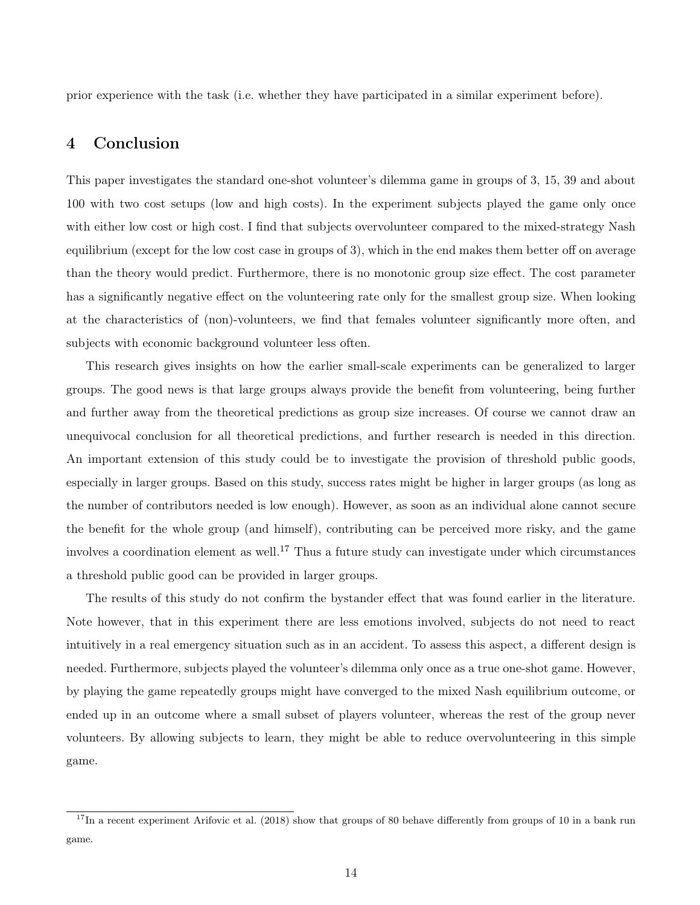prior experience with the task (i.e. whether they have participated in a similar experiment before).

## 4 Conclusion

This paper investigates the standard one-shot volunteer's dilemma game in groups of 3, 15, 39 and about 100 with two cost setups (low and high costs). In the experiment subjects played the game only once with either low cost or high cost. I find that subjects overvolunteer compared to the mixed-strategy Nash equilibrium (except for the low cost case in groups of 3), which in the end makes them better off on average than the theory would predict. Furthermore, there is no monotonic group size effect. The cost parameter has a significantly negative effect on the volunteering rate only for the smallest group size. When looking at the characteristics of (non)-volunteers, we find that females volunteer significantly more often, and subjects with economic background volunteer less often.

This research gives insights on how the earlier small-scale experiments can be generalized to larger groups. The good news is that large groups always provide the benefit from volunteering, being further and further away from the theoretical predictions as group size increases. Of course we cannot draw an unequivocal conclusion for all theoretical predictions, and further research is needed in this direction. An important extension of this study could be to investigate the provision of threshold public goods, especially in larger groups. Based on this study, success rates might be higher in larger groups (as long as the number of contributors needed is low enough). However, as soon as an individual alone cannot secure the benefit for the whole group (and himself), contributing can be perceived more risky, and the game involves a coordination element as well.[17] Thus a future study can investigate under which circumstances a threshold public good can be provided in larger groups.

The results of this study do not confirm the bystander effect that was found earlier in the literature. Note however, that in this experiment there are less emotions involved, subjects do not need to react intuitively in a real emergency situation such as in an accident. To assess this aspect, a different design is needed. Furthermore, subjects played the volunteer's dilemma only once as a true one-shot game. However, by playing the game repeatedly groups might have converged to the mixed Nash equilibrium outcome, or ended up in an outcome where a small subset of players volunteer, whereas the rest of the group never volunteers. By allowing subjects to learn, they might be able to reduce overvolunteering in this simple game.

[17] In a recent experiment Arifovic et al. (2018) show that groups of 80 behave differently from groups of 10 in a bank run game.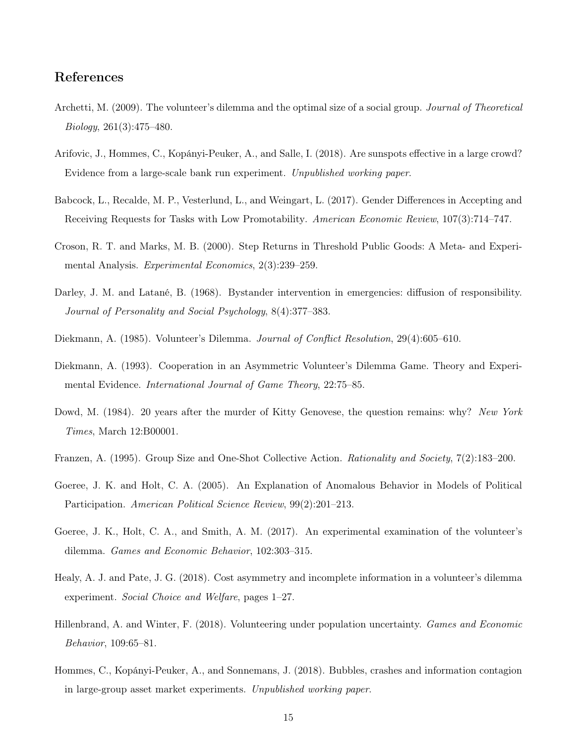## References

Archetti, M. (2009). The volunteer's dilemma and the optimal size of a social group. *Journal of Theoretical Biology*, 261(3):475–480.

Arifovic, J., Hommes, C., Kopányi-Peuker, A., and Salle, I. (2018). Are sunspots effective in a large crowd? Evidence from a large-scale bank run experiment. *Unpublished working paper*.

Babcock, L., Recalde, M. P., Vesterlund, L., and Weingart, L. (2017). Gender Differences in Accepting and Receiving Requests for Tasks with Low Promotability. *American Economic Review*, 107(3):714–747.

Croson, R. T. and Marks, M. B. (2000). Step Returns in Threshold Public Goods: A Meta- and Experimental Analysis. *Experimental Economics*, 2(3):239–259.

Darley, J. M. and Latané, B. (1968). Bystander intervention in emergencies: diffusion of responsibility. *Journal of Personality and Social Psychology*, 8(4):377–383.

Diekmann, A. (1985). Volunteer's Dilemma. *Journal of Conflict Resolution*, 29(4):605–610.

Diekmann, A. (1993). Cooperation in an Asymmetric Volunteer's Dilemma Game. Theory and Experimental Evidence. *International Journal of Game Theory*, 22:75–85.

Dowd, M. (1984). 20 years after the murder of Kitty Genovese, the question remains: why? *New York Times*, March 12:B00001.

Franzen, A. (1995). Group Size and One-Shot Collective Action. *Rationality and Society*, 7(2):183–200.

Goeree, J. K. and Holt, C. A. (2005). An Explanation of Anomalous Behavior in Models of Political Participation. *American Political Science Review*, 99(2):201–213.

Goeree, J. K., Holt, C. A., and Smith, A. M. (2017). An experimental examination of the volunteer's dilemma. *Games and Economic Behavior*, 102:303–315.

Healy, A. J. and Pate, J. G. (2018). Cost asymmetry and incomplete information in a volunteer's dilemma experiment. *Social Choice and Welfare*, pages 1–27.

Hillenbrand, A. and Winter, F. (2018). Volunteering under population uncertainty. *Games and Economic Behavior*, 109:65–81.

Hommes, C., Kopányi-Peuker, A., and Sonnemans, J. (2018). Bubbles, crashes and information contagion in large-group asset market experiments. *Unpublished working paper*.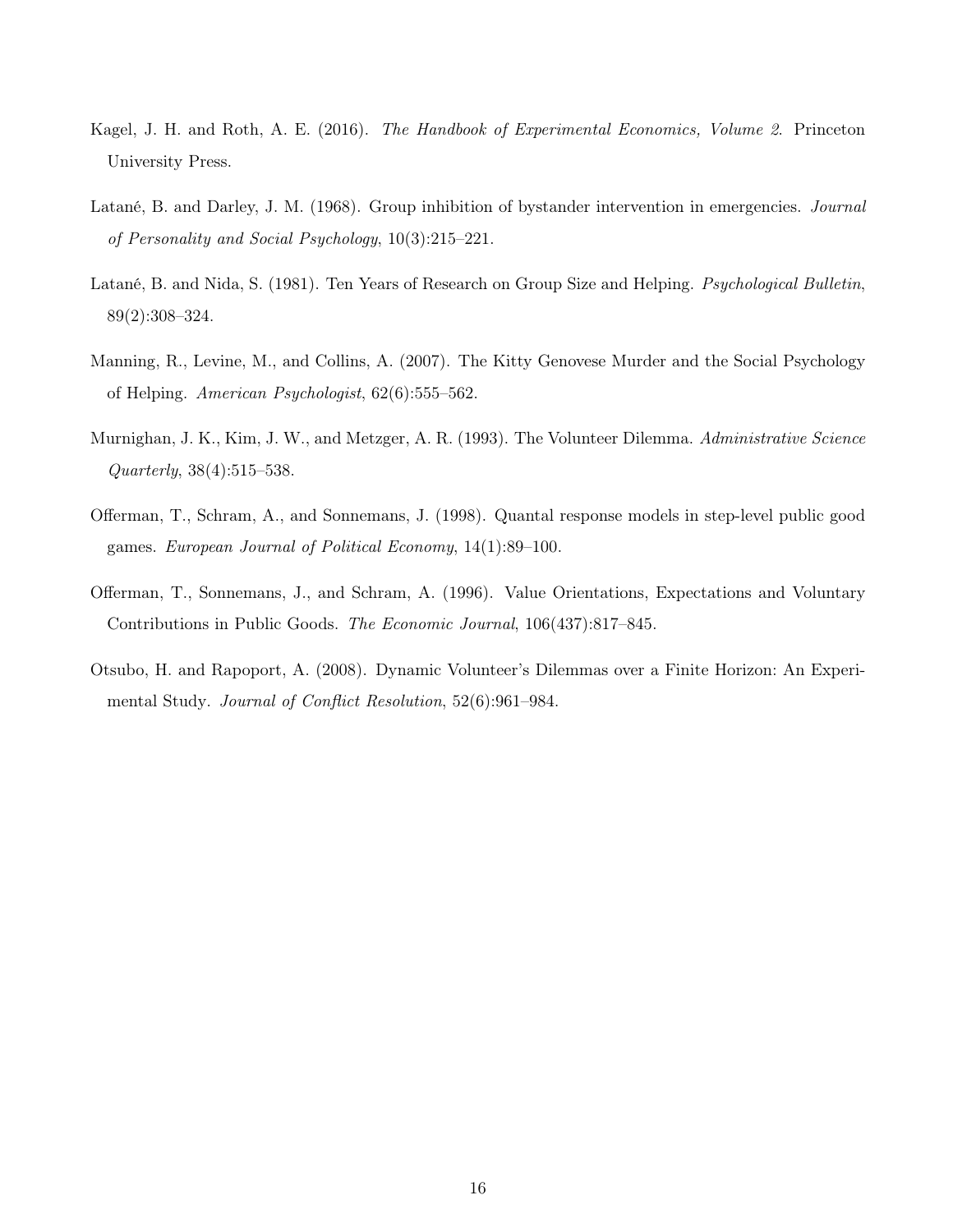Kagel, J. H. and Roth, A. E. (2016). *The Handbook of Experimental Economics, Volume 2*. Princeton University Press.

Latané, B. and Darley, J. M. (1968). Group inhibition of bystander intervention in emergencies. *Journal of Personality and Social Psychology*, 10(3):215–221.

Latané, B. and Nida, S. (1981). Ten Years of Research on Group Size and Helping. *Psychological Bulletin*, 89(2):308–324.

Manning, R., Levine, M., and Collins, A. (2007). The Kitty Genovese Murder and the Social Psychology of Helping. *American Psychologist*, 62(6):555–562.

Murnighan, J. K., Kim, J. W., and Metzger, A. R. (1993). The Volunteer Dilemma. *Administrative Science Quarterly*, 38(4):515–538.

Offerman, T., Schram, A., and Sonnemans, J. (1998). Quantal response models in step-level public good games. *European Journal of Political Economy*, 14(1):89–100.

Offerman, T., Sonnemans, J., and Schram, A. (1996). Value Orientations, Expectations and Voluntary Contributions in Public Goods. *The Economic Journal*, 106(437):817–845.

Otsubo, H. and Rapoport, A. (2008). Dynamic Volunteer's Dilemmas over a Finite Horizon: An Experimental Study. *Journal of Conflict Resolution*, 52(6):961–984.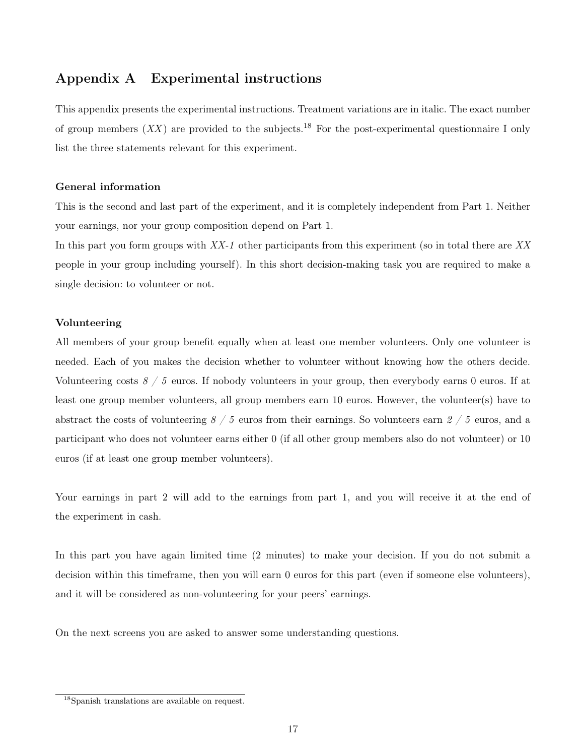## Appendix A  Experimental instructions

This appendix presents the experimental instructions. Treatment variations are in italic. The exact number of group members (*XX*) are provided to the subjects.[18] For the post-experimental questionnaire I only list the three statements relevant for this experiment.

#### General information

This is the second and last part of the experiment, and it is completely independent from Part 1. Neither your earnings, nor your group composition depend on Part 1.

In this part you form groups with *XX-1* other participants from this experiment (so in total there are *XX* people in your group including yourself). In this short decision-making task you are required to make a single decision: to volunteer or not.

#### Volunteering

All members of your group benefit equally when at least one member volunteers. Only one volunteer is needed. Each of you makes the decision whether to volunteer without knowing how the others decide. Volunteering costs *8 / 5* euros. If nobody volunteers in your group, then everybody earns 0 euros. If at least one group member volunteers, all group members earn 10 euros. However, the volunteer(s) have to abstract the costs of volunteering *8 / 5* euros from their earnings. So volunteers earn *2 / 5* euros, and a participant who does not volunteer earns either 0 (if all other group members also do not volunteer) or 10 euros (if at least one group member volunteers).

Your earnings in part 2 will add to the earnings from part 1, and you will receive it at the end of the experiment in cash.

In this part you have again limited time (2 minutes) to make your decision. If you do not submit a decision within this timeframe, then you will earn 0 euros for this part (even if someone else volunteers), and it will be considered as non-volunteering for your peers' earnings.

On the next screens you are asked to answer some understanding questions.

[18] Spanish translations are available on request.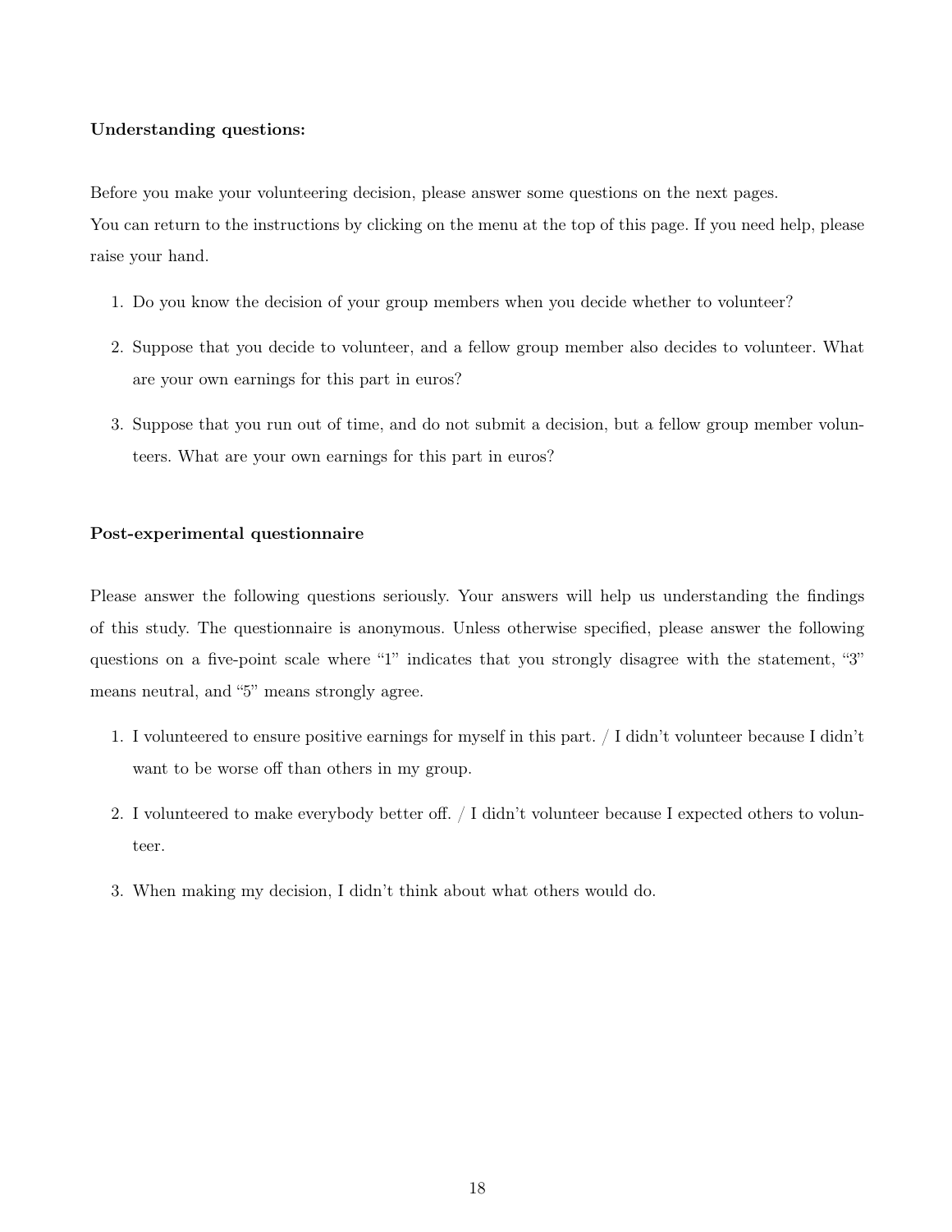**Understanding questions:**

Before you make your volunteering decision, please answer some questions on the next pages.
You can return to the instructions by clicking on the menu at the top of this page. If you need help, please raise your hand.

1. Do you know the decision of your group members when you decide whether to volunteer?
2. Suppose that you decide to volunteer, and a fellow group member also decides to volunteer. What are your own earnings for this part in euros?
3. Suppose that you run out of time, and do not submit a decision, but a fellow group member volunteers. What are your own earnings for this part in euros?

**Post-experimental questionnaire**

Please answer the following questions seriously. Your answers will help us understanding the findings of this study. The questionnaire is anonymous. Unless otherwise specified, please answer the following questions on a five-point scale where "1" indicates that you strongly disagree with the statement, "3" means neutral, and "5" means strongly agree.

1. I volunteered to ensure positive earnings for myself in this part. / I didn't volunteer because I didn't want to be worse off than others in my group.
2. I volunteered to make everybody better off. / I didn't volunteer because I expected others to volunteer.
3. When making my decision, I didn't think about what others would do.